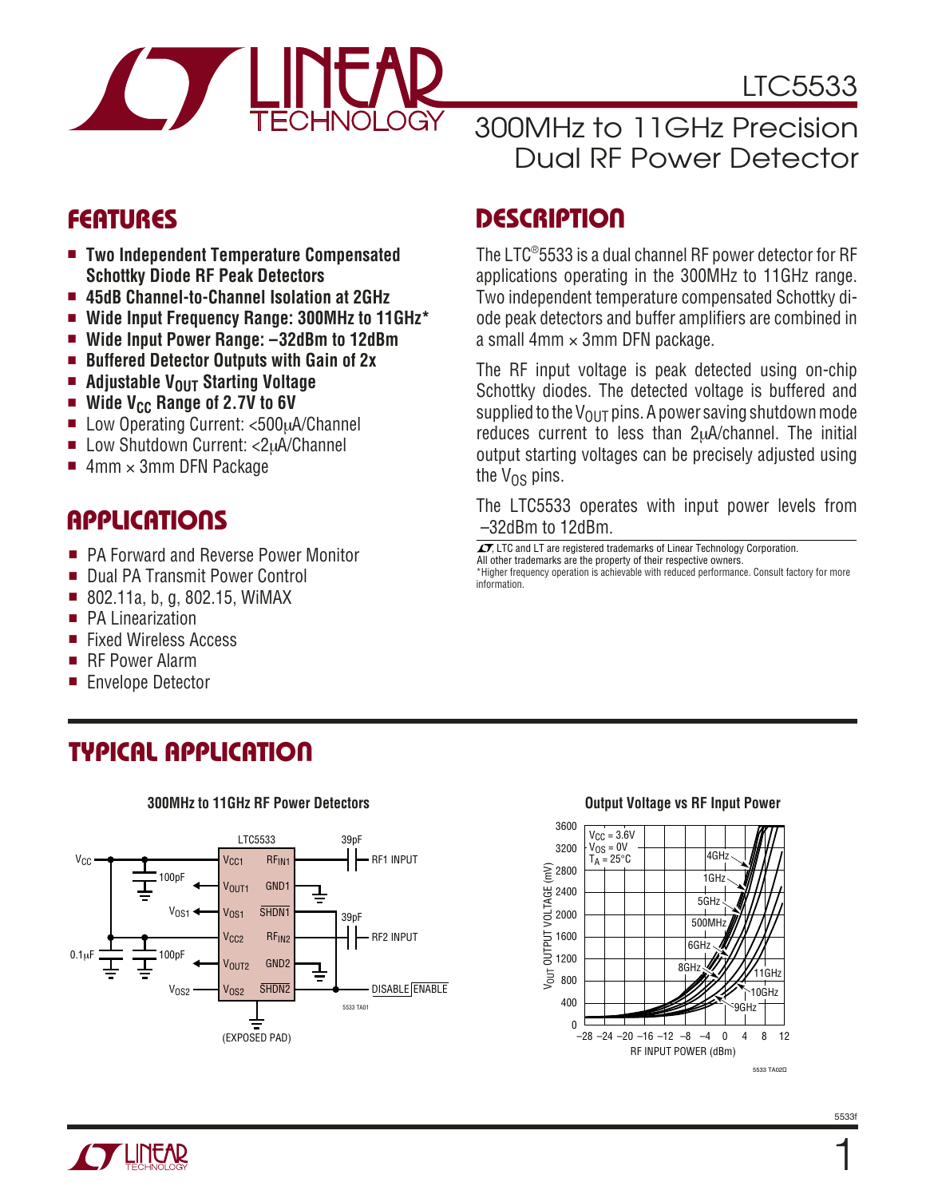# LTC5533

## 300MHz to 11GHz Precision Dual RF Power Detector

## FEATURES

- **Two Independent Temperature Compensated Schottky Diode RF Peak Detectors**
- **45dB Channel-to-Channel Isolation at 2GHz**
- **Wide Input Frequency Range: 300MHz to 11GHz***
- **Wide Input Power Range: –32dBm to 12dBm**
- **Buffered Detector Outputs with Gain of 2x**
- **Adjustable $V_{OUT}$ Starting Voltage**
- **Wide $V_{CC}$ Range of 2.7V to 6V**
- Low Operating Current: <500μA/Channel
- Low Shutdown Current: <2μA/Channel
- 4mm × 3mm DFN Package

## APPLICATIONS

- PA Forward and Reverse Power Monitor
- Dual PA Transmit Power Control
- 802.11a, b, g, 802.15, WiMAX
- PA Linearization
- Fixed Wireless Access
- RF Power Alarm
- Envelope Detector

## DESCRIPTION

The LTC®5533 is a dual channel RF power detector for RF applications operating in the 300MHz to 11GHz range. Two independent temperature compensated Schottky diode peak detectors and buffer amplifiers are combined in a small 4mm × 3mm DFN package.

The RF input voltage is peak detected using on-chip Schottky diodes. The detected voltage is buffered and supplied to the $V_{OUT}$ pins. A power saving shutdown mode reduces current to less than 2μA/channel. The initial output starting voltages can be precisely adjusted using the $V_{OS}$ pins.

The LTC5533 operates with input power levels from –32dBm to 12dBm.

LTC and LT are registered trademarks of Linear Technology Corporation. All other trademarks are the property of their respective owners.
*Higher frequency operation is achievable with reduced performance. Consult factory for more information.

## TYPICAL APPLICATION

**300MHz to 11GHz RF Power Detectors**

**Output Voltage vs RF Input Power**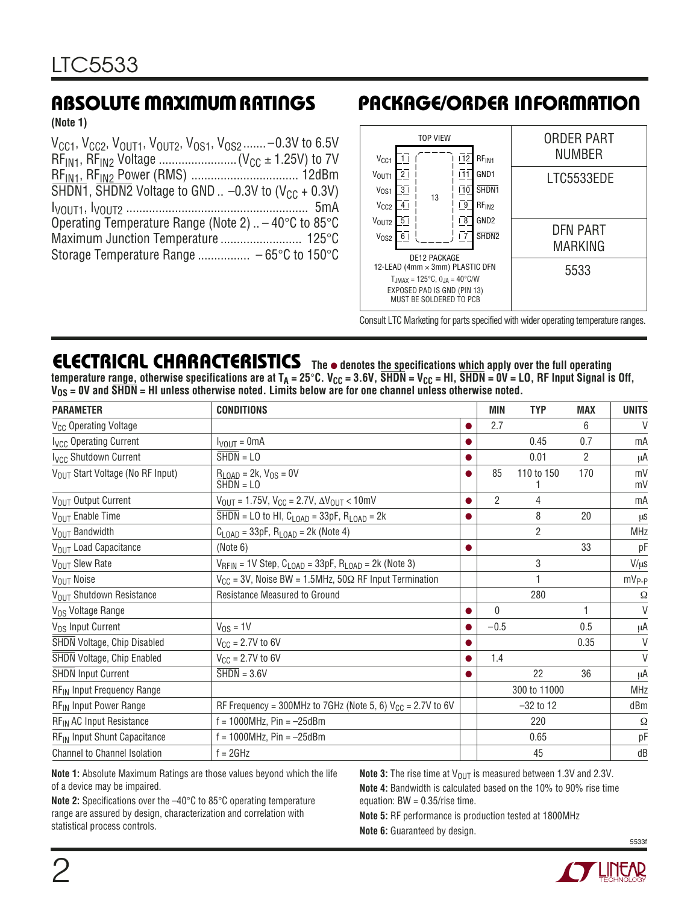## ABSOLUTE MAXIMUM RATINGS

**(Note 1)**

$V_{CC1}$, $V_{CC2}$, $V_{OUT1}$, $V_{OUT2}$, $V_{OS1}$, $V_{OS2}$ ....... –0.3V to 6.5V
$RF_{IN1}$, $RF_{IN2}$ Voltage ........................ ($V_{CC}$ ± 1.25V) to 7V
$RF_{IN1}$, $RF_{IN2}$ Power (RMS) ................................ 12dBm
$\overline{SHDN1}$, $\overline{SHDN2}$ Voltage to GND .. –0.3V to ($V_{CC}$ + 0.3V)
$I_{VOUT1}$, $I_{VOUT2}$ ....................................................... 5mA
Operating Temperature Range (Note 2) .. – 40°C to 85°C
Maximum Junction Temperature ......................... 125°C
Storage Temperature Range ................ – 65°C to 150°C

## PACKAGE/ORDER INFORMATION

TOP VIEW

| Pin | Name | | Pin | Name |
|---|---|---|---|---|
| 1 | $V_{CC1}$ | | 12 | $RF_{IN1}$ |
| 2 | $V_{OUT1}$ | | 11 | GND1 |
| 3 | $V_{OS1}$ | | 10 | $\overline{SHDN1}$ |
| 4 | $V_{CC2}$ | | 9 | $RF_{IN2}$ |
| 5 | $V_{OUT2}$ | | 8 | GND2 |
| 6 | $V_{OS2}$ | | 7 | $\overline{SHDN2}$ |

13

DE12 PACKAGE
12-LEAD (4mm × 3mm) PLASTIC DFN
$T_{JMAX}$ = 125°C, $\theta_{JA}$ = 40°C/W
EXPOSED PAD IS GND (PIN 13)
MUST BE SOLDERED TO PCB

| ORDER PART NUMBER | DFN PART MARKING |
|---|---|
| LTC5533EDE | 5533 |

Consult LTC Marketing for parts specified with wider operating temperature ranges.

## ELECTRICAL CHARACTERISTICS

**The ● denotes the specifications which apply over the full operating temperature range, otherwise specifications are at $T_A$ = 25°C. $V_{CC}$ = 3.6V, $\overline{SHDN}$ = $V_{CC}$ = HI, $\overline{SHDN}$ = 0V = LO, RF Input Signal is Off, $V_{OS}$ = 0V and $\overline{SHDN}$ = HI unless otherwise noted. Limits below are for one channel unless otherwise noted.**

| PARAMETER | CONDITIONS | | MIN | TYP | MAX | UNITS |
|---|---|---|---|---|---|---|
| $V_{CC}$ Operating Voltage | | ● | 2.7 | | 6 | V |
| $I_{VCC}$ Operating Current | $I_{VOUT}$ = 0mA | ● | | 0.45 | 0.7 | mA |
| $I_{VCC}$ Shutdown Current | $\overline{SHDN}$ = LO | ● | | 0.01 | 2 | µA |
| $V_{OUT}$ Start Voltage (No RF Input) | $R_{LOAD}$ = 2k, $V_{OS}$ = 0V<br>$\overline{SHDN}$ = LO | ● | 85 | 110 to 150<br>1 | 170 | mV<br>mV |
| $V_{OUT}$ Output Current | $V_{OUT}$ = 1.75V, $V_{CC}$ = 2.7V, $\Delta V_{OUT}$ < 10mV | ● | 2 | 4 | | mA |
| $V_{OUT}$ Enable Time | $\overline{SHDN}$ = LO to HI, $C_{LOAD}$ = 33pF, $R_{LOAD}$ = 2k | ● | | 8 | 20 | µs |
| $V_{OUT}$ Bandwidth | $C_{LOAD}$ = 33pF, $R_{LOAD}$ = 2k (Note 4) | | | 2 | | MHz |
| $V_{OUT}$ Load Capacitance | (Note 6) | ● | | | 33 | pF |
| $V_{OUT}$ Slew Rate | $V_{RFIN}$ = 1V Step, $C_{LOAD}$ = 33pF, $R_{LOAD}$ = 2k (Note 3) | | | 3 | | V/µs |
| $V_{OUT}$ Noise | $V_{CC}$ = 3V, Noise BW = 1.5MHz, 50Ω RF Input Termination | | | 1 | | $mV_{P-P}$ |
| $V_{OUT}$ Shutdown Resistance | Resistance Measured to Ground | | | 280 | | Ω |
| $V_{OS}$ Voltage Range | | ● | 0 | | 1 | V |
| $V_{OS}$ Input Current | $V_{OS}$ = 1V | ● | –0.5 | | 0.5 | µA |
| $\overline{SHDN}$ Voltage, Chip Disabled | $V_{CC}$ = 2.7V to 6V | ● | | | 0.35 | V |
| $\overline{SHDN}$ Voltage, Chip Enabled | $V_{CC}$ = 2.7V to 6V | ● | 1.4 | | | V |
| $\overline{SHDN}$ Input Current | $\overline{SHDN}$ = 3.6V | ● | | 22 | 36 | µA |
| $RF_{IN}$ Input Frequency Range | | | | 300 to 11000 | | MHz |
| $RF_{IN}$ Input Power Range | RF Frequency = 300MHz to 7GHz (Note 5, 6) $V_{CC}$ = 2.7V to 6V | | | –32 to 12 | | dBm |
| $RF_{IN}$ AC Input Resistance | f = 1000MHz, Pin = –25dBm | | | 220 | | Ω |
| $RF_{IN}$ Input Shunt Capacitance | f = 1000MHz, Pin = –25dBm | | | 0.65 | | pF |
| Channel to Channel Isolation | f = 2GHz | | | 45 | | dB |

**Note 1:** Absolute Maximum Ratings are those values beyond which the life of a device may be impaired.

**Note 2:** Specifications over the –40°C to 85°C operating temperature range are assured by design, characterization and correlation with statistical process controls.

**Note 3:** The rise time at $V_{OUT}$ is measured between 1.3V and 2.3V.

**Note 4:** Bandwidth is calculated based on the 10% to 90% rise time equation: BW = 0.35/rise time.

**Note 5:** RF performance is production tested at 1800MHz

**Note 6:** Guaranteed by design.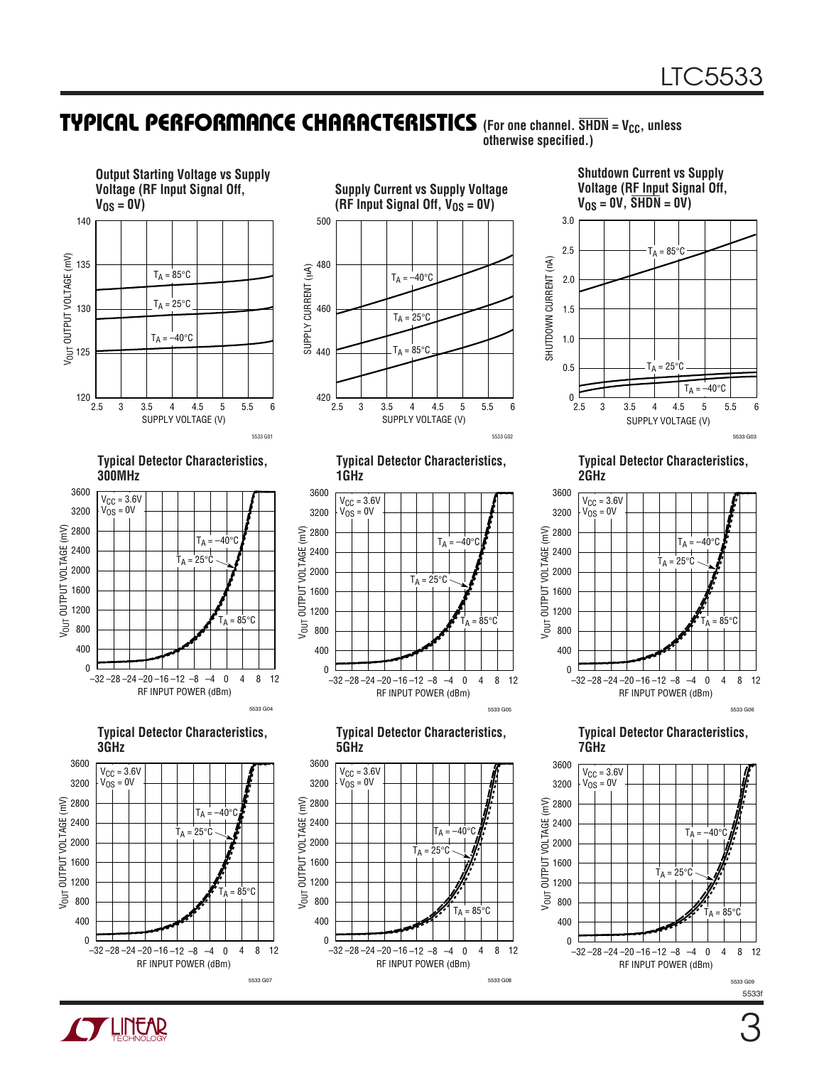## TYPICAL PERFORMANCE CHARACTERISTICS (For one channel. $\overline{SHDN}$ = $V_{CC}$, unless otherwise specified.)

**Output Starting Voltage vs Supply Voltage (RF Input Signal Off, $V_{OS}$ = 0V)**

Y-axis: $V_{OUT}$ OUTPUT VOLTAGE (mV), 120 to 140. X-axis: SUPPLY VOLTAGE (V), 2.5 to 6. Curves: $T_A$ = 85°C, $T_A$ = 25°C, $T_A$ = –40°C.

5533 G01

**Supply Current vs Supply Voltage (RF Input Signal Off, $V_{OS}$ = 0V)**

Y-axis: SUPPLY CURRENT (µA), 420 to 500. X-axis: SUPPLY VOLTAGE (V), 2.5 to 6. Curves: $T_A$ = –40°C, $T_A$ = 25°C, $T_A$ = 85°C.

5533 G02

**Shutdown Current vs Supply Voltage (RF Input Signal Off, $V_{OS}$ = 0V, $\overline{SHDN}$ = 0V)**

Y-axis: SHUTDOWN CURRENT (nA), 0 to 3.0. X-axis: SUPPLY VOLTAGE (V), 2.5 to 6. Curves: $T_A$ = 85°C, $T_A$ = 25°C, $T_A$ = –40°C.

5533 G03

**Typical Detector Characteristics, 300MHz**

$V_{CC}$ = 3.6V, $V_{OS}$ = 0V. Y-axis: $V_{OUT}$ OUTPUT VOLTAGE (mV), 0 to 3600. X-axis: RF INPUT POWER (dBm), –32 to 12. Curves: $T_A$ = –40°C, $T_A$ = 25°C, $T_A$ = 85°C.

5533 G04

**Typical Detector Characteristics, 1GHz**

$V_{CC}$ = 3.6V, $V_{OS}$ = 0V. Y-axis: $V_{OUT}$ OUTPUT VOLTAGE (mV), 0 to 3600. X-axis: RF INPUT POWER (dBm), –32 to 12. Curves: $T_A$ = –40°C, $T_A$ = 25°C, $T_A$ = 85°C.

5533 G05

**Typical Detector Characteristics, 2GHz**

$V_{CC}$ = 3.6V, $V_{OS}$ = 0V. Y-axis: $V_{OUT}$ OUTPUT VOLTAGE (mV), 0 to 3600. X-axis: RF INPUT POWER (dBm), –32 to 12. Curves: $T_A$ = –40°C, $T_A$ = 25°C, $T_A$ = 85°C.

5533 G06

**Typical Detector Characteristics, 3GHz**

$V_{CC}$ = 3.6V, $V_{OS}$ = 0V. Y-axis: $V_{OUT}$ OUTPUT VOLTAGE (mV), 0 to 3600. X-axis: RF INPUT POWER (dBm), –32 to 12. Curves: $T_A$ = –40°C, $T_A$ = 25°C, $T_A$ = 85°C.

5533 G07

**Typical Detector Characteristics, 5GHz**

$V_{CC}$ = 3.6V, $V_{OS}$ = 0V. Y-axis: $V_{OUT}$ OUTPUT VOLTAGE (mV), 0 to 3600. X-axis: RF INPUT POWER (dBm), –32 to 12. Curves: $T_A$ = –40°C, $T_A$ = 25°C, $T_A$ = 85°C.

5533 G08

**Typical Detector Characteristics, 7GHz**

$V_{CC}$ = 3.6V, $V_{OS}$ = 0V. Y-axis: $V_{OUT}$ OUTPUT VOLTAGE (mV), 0 to 3600. X-axis: RF INPUT POWER (dBm), –32 to 12. Curves: $T_A$ = –40°C, $T_A$ = 25°C, $T_A$ = 85°C.

5533 G09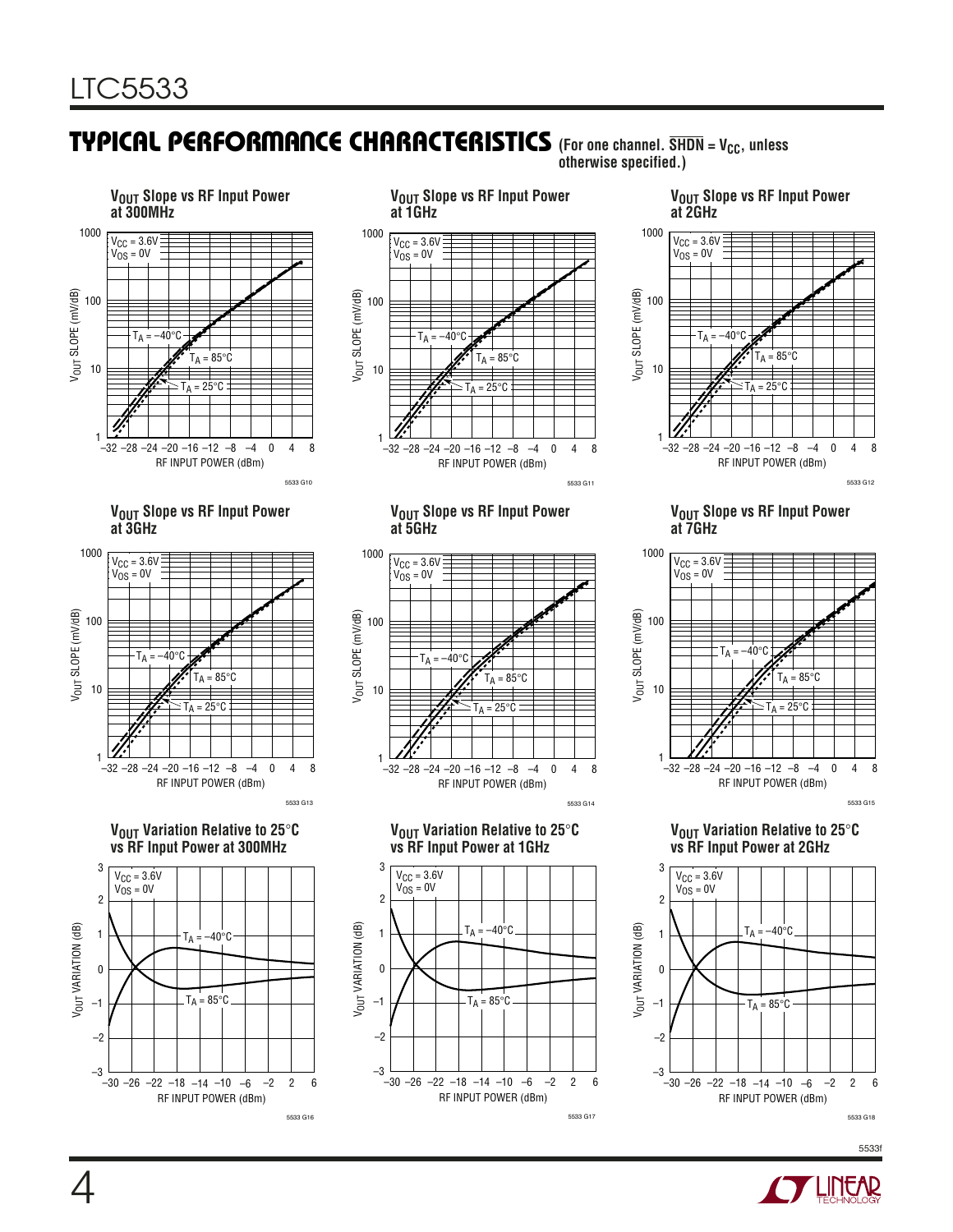## TYPICAL PERFORMANCE CHARACTERISTICS

(For one channel. $\overline{SHDN} = V_{CC}$, unless otherwise specified.)

**$V_{OUT}$ Slope vs RF Input Power at 300MHz**

$V_{CC}$ = 3.6V, $V_{OS}$ = 0V; $T_A$ = –40°C, $T_A$ = 85°C, $T_A$ = 25°C. Y-axis: $V_{OUT}$ SLOPE (mV/dB), 1 to 1000. X-axis: RF INPUT POWER (dBm), –32 to 8.

5533 G10

**$V_{OUT}$ Slope vs RF Input Power at 1GHz**

$V_{CC}$ = 3.6V, $V_{OS}$ = 0V; $T_A$ = –40°C, $T_A$ = 85°C, $T_A$ = 25°C. Y-axis: $V_{OUT}$ SLOPE (mV/dB), 1 to 1000. X-axis: RF INPUT POWER (dBm), –32 to 8.

5533 G11

**$V_{OUT}$ Slope vs RF Input Power at 2GHz**

$V_{CC}$ = 3.6V, $V_{OS}$ = 0V; $T_A$ = –40°C, $T_A$ = 85°C, $T_A$ = 25°C. Y-axis: $V_{OUT}$ SLOPE (mV/dB), 1 to 1000. X-axis: RF INPUT POWER (dBm), –32 to 8.

5533 G12

**$V_{OUT}$ Slope vs RF Input Power at 3GHz**

$V_{CC}$ = 3.6V, $V_{OS}$ = 0V; $T_A$ = –40°C, $T_A$ = 85°C, $T_A$ = 25°C. Y-axis: $V_{OUT}$ SLOPE (mV/dB), 1 to 1000. X-axis: RF INPUT POWER (dBm), –32 to 8.

5533 G13

**$V_{OUT}$ Slope vs RF Input Power at 5GHz**

$V_{CC}$ = 3.6V, $V_{OS}$ = 0V; $T_A$ = –40°C, $T_A$ = 85°C, $T_A$ = 25°C. Y-axis: $V_{OUT}$ SLOPE (mV/dB), 1 to 1000. X-axis: RF INPUT POWER (dBm), –32 to 8.

5533 G14

**$V_{OUT}$ Slope vs RF Input Power at 7GHz**

$V_{CC}$ = 3.6V, $V_{OS}$ = 0V; $T_A$ = –40°C, $T_A$ = 85°C, $T_A$ = 25°C. Y-axis: $V_{OUT}$ SLOPE (mV/dB), 1 to 1000. X-axis: RF INPUT POWER (dBm), –32 to 8.

5533 G15

**$V_{OUT}$ Variation Relative to 25°C vs RF Input Power at 300MHz**

$V_{CC}$ = 3.6V, $V_{OS}$ = 0V; $T_A$ = –40°C, $T_A$ = 85°C. Y-axis: $V_{OUT}$ VARIATION (dB), –3 to 3. X-axis: RF INPUT POWER (dBm), –30 to 6.

5533 G16

**$V_{OUT}$ Variation Relative to 25°C vs RF Input Power at 1GHz**

$V_{CC}$ = 3.6V, $V_{OS}$ = 0V; $T_A$ = –40°C, $T_A$ = 85°C. Y-axis: $V_{OUT}$ VARIATION (dB), –3 to 3. X-axis: RF INPUT POWER (dBm), –30 to 6.

5533 G17

**$V_{OUT}$ Variation Relative to 25°C vs RF Input Power at 2GHz**

$V_{CC}$ = 3.6V, $V_{OS}$ = 0V; $T_A$ = –40°C, $T_A$ = 85°C. Y-axis: $V_{OUT}$ VARIATION (dB), –3 to 3. X-axis: RF INPUT POWER (dBm), –30 to 6.

5533 G18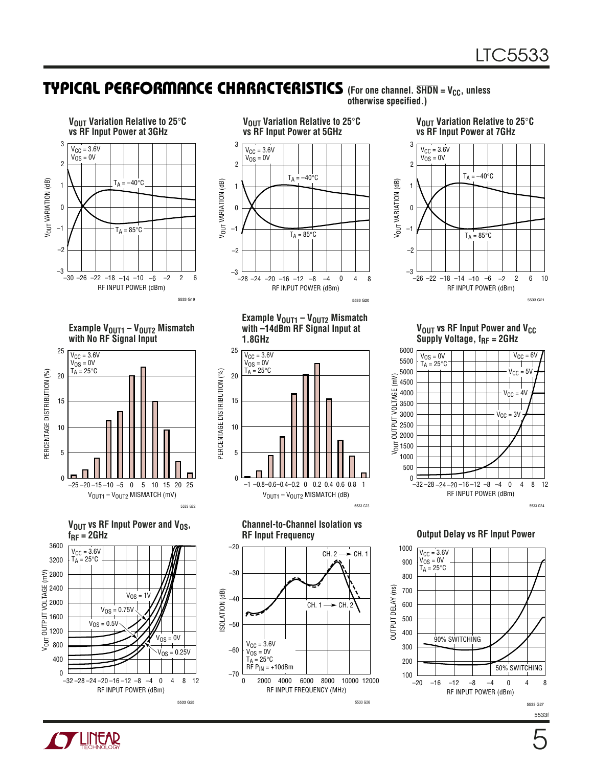## TYPICAL PERFORMANCE CHARACTERISTICS (For one channel. $\overline{SHDN}$ = $V_{CC}$, unless otherwise specified.)

**$V_{OUT}$ Variation Relative to 25°C vs RF Input Power at 3GHz**

$V_{CC}$ = 3.6V
$V_{OS}$ = 0V

$T_A$ = –40°C
$T_A$ = 85°C

5533 G19

**$V_{OUT}$ Variation Relative to 25°C vs RF Input Power at 5GHz**

$V_{CC}$ = 3.6V
$V_{OS}$ = 0V

$T_A$ = –40°C
$T_A$ = 85°C

5533 G20

**$V_{OUT}$ Variation Relative to 25°C vs RF Input Power at 7GHz**

$V_{CC}$ = 3.6V
$V_{OS}$ = 0V

$T_A$ = –40°C
$T_A$ = 85°C

5533 G21

**Example $V_{OUT1}$ – $V_{OUT2}$ Mismatch with No RF Signal Input**

$V_{CC}$ = 3.6V
$V_{OS}$ = 0V
$T_A$ = 25°C

5533 G22

**Example $V_{OUT1}$ – $V_{OUT2}$ Mismatch with –14dBm RF Signal Input at 1.8GHz**

$V_{CC}$ = 3.6V
$V_{OS}$ = 0V
$T_A$ = 25°C

5533 G23

**$V_{OUT}$ vs RF Input Power and $V_{CC}$ Supply Voltage, $f_{RF}$ = 2GHz**

$V_{OS}$ = 0V
$T_A$ = 25°C

$V_{CC}$ = 6V
$V_{CC}$ = 5V
$V_{CC}$ = 4V
$V_{CC}$ = 3V

5533 G24

**$V_{OUT}$ vs RF Input Power and $V_{OS}$, $f_{RF}$ = 2GHz**

$V_{CC}$ = 3.6V
$T_A$ = 25°C

$V_{OS}$ = 1V
$V_{OS}$ = 0.75V
$V_{OS}$ = 0.5V
$V_{OS}$ = 0V
$V_{OS}$ = 0.25V

5533 G25

**Channel-to-Channel Isolation vs RF Input Frequency**

CH. 2 → CH. 1
CH. 1 → CH. 2

$V_{CC}$ = 3.6V
$V_{OS}$ = 0V
$T_A$ = 25°C
RF $P_{IN}$ = +10dBm

5533 G26

**Output Delay vs RF Input Power**

$V_{CC}$ = 3.6V
$V_{OS}$ = 0V
$T_A$ = 25°C

90% SWITCHING
50% SWITCHING

5533 G27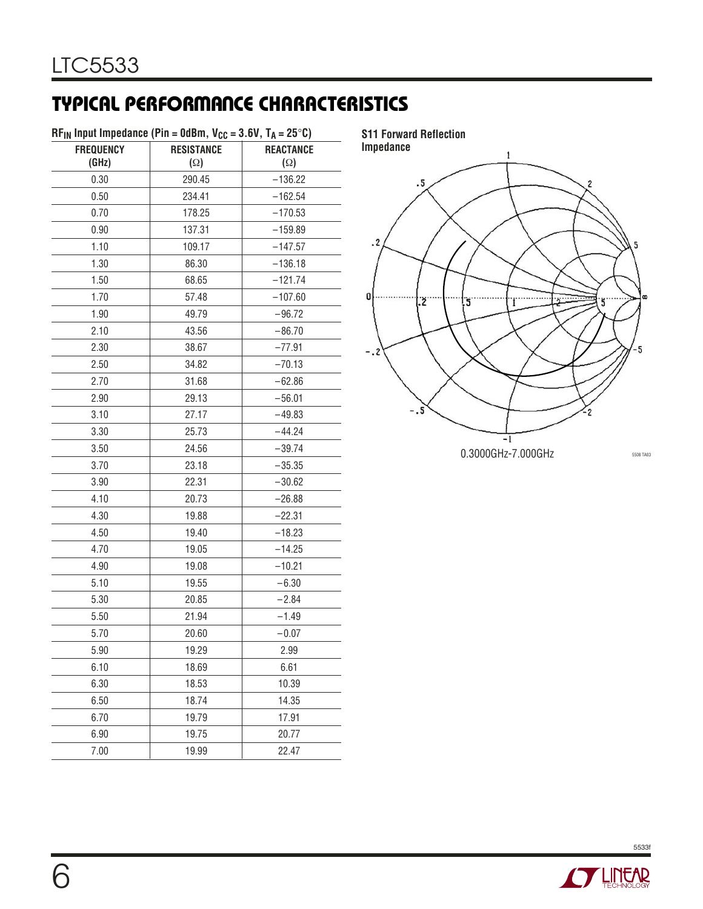## TYPICAL PERFORMANCE CHARACTERISTICS

**$RF_{IN}$ Input Impedance (Pin = 0dBm, $V_{CC}$ = 3.6V, $T_A$ = 25°C)**

| FREQUENCY (GHz) | RESISTANCE (Ω) | REACTANCE (Ω) |
|---|---|---|
| 0.30 | 290.45 | −136.22 |
| 0.50 | 234.41 | −162.54 |
| 0.70 | 178.25 | −170.53 |
| 0.90 | 137.31 | −159.89 |
| 1.10 | 109.17 | −147.57 |
| 1.30 | 86.30 | −136.18 |
| 1.50 | 68.65 | −121.74 |
| 1.70 | 57.48 | −107.60 |
| 1.90 | 49.79 | −96.72 |
| 2.10 | 43.56 | −86.70 |
| 2.30 | 38.67 | −77.91 |
| 2.50 | 34.82 | −70.13 |
| 2.70 | 31.68 | −62.86 |
| 2.90 | 29.13 | −56.01 |
| 3.10 | 27.17 | −49.83 |
| 3.30 | 25.73 | −44.24 |
| 3.50 | 24.56 | −39.74 |
| 3.70 | 23.18 | −35.35 |
| 3.90 | 22.31 | −30.62 |
| 4.10 | 20.73 | −26.88 |
| 4.30 | 19.88 | −22.31 |
| 4.50 | 19.40 | −18.23 |
| 4.70 | 19.05 | −14.25 |
| 4.90 | 19.08 | −10.21 |
| 5.10 | 19.55 | −6.30 |
| 5.30 | 20.85 | −2.84 |
| 5.50 | 21.94 | −1.49 |
| 5.70 | 20.60 | −0.07 |
| 5.90 | 19.29 | 2.99 |
| 6.10 | 18.69 | 6.61 |
| 6.30 | 18.53 | 10.39 |
| 6.50 | 18.74 | 14.35 |
| 6.70 | 19.79 | 17.91 |
| 6.90 | 19.75 | 20.77 |
| 7.00 | 19.99 | 22.47 |

**S11 Forward Reflection Impedance**

0.3000GHz-7.000GHz

5508 TA03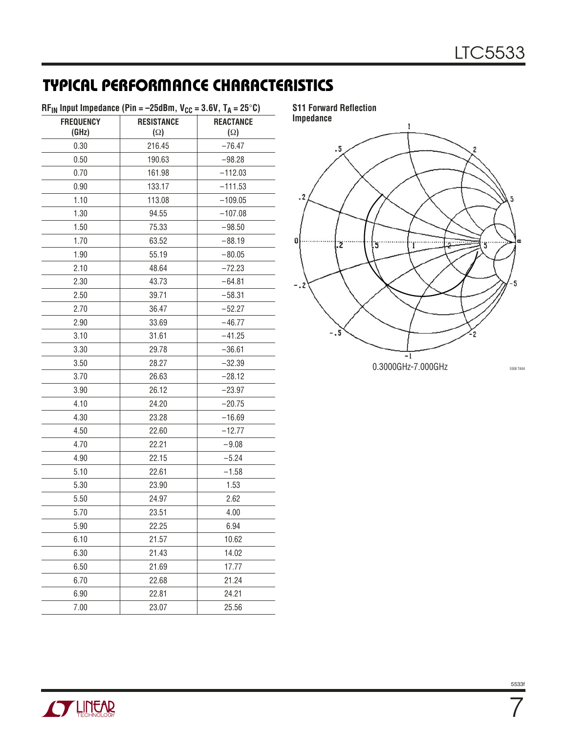## TYPICAL PERFORMANCE CHARACTERISTICS

**$RF_{IN}$ Input Impedance (Pin = –25dBm, $V_{CC}$ = 3.6V, $T_A$ = 25°C)**

| FREQUENCY (GHz) | RESISTANCE (Ω) | REACTANCE (Ω) |
|---|---|---|
| 0.30 | 216.45 | –76.47 |
| 0.50 | 190.63 | –98.28 |
| 0.70 | 161.98 | –112.03 |
| 0.90 | 133.17 | –111.53 |
| 1.10 | 113.08 | –109.05 |
| 1.30 | 94.55 | –107.08 |
| 1.50 | 75.33 | –98.50 |
| 1.70 | 63.52 | –88.19 |
| 1.90 | 55.19 | –80.05 |
| 2.10 | 48.64 | –72.23 |
| 2.30 | 43.73 | –64.81 |
| 2.50 | 39.71 | –58.31 |
| 2.70 | 36.47 | –52.27 |
| 2.90 | 33.69 | –46.77 |
| 3.10 | 31.61 | –41.25 |
| 3.30 | 29.78 | –36.61 |
| 3.50 | 28.27 | –32.39 |
| 3.70 | 26.63 | –28.12 |
| 3.90 | 26.12 | –23.97 |
| 4.10 | 24.20 | –20.75 |
| 4.30 | 23.28 | –16.69 |
| 4.50 | 22.60 | –12.77 |
| 4.70 | 22.21 | –9.08 |
| 4.90 | 22.15 | –5.24 |
| 5.10 | 22.61 | –1.58 |
| 5.30 | 23.90 | 1.53 |
| 5.50 | 24.97 | 2.62 |
| 5.70 | 23.51 | 4.00 |
| 5.90 | 22.25 | 6.94 |
| 6.10 | 21.57 | 10.62 |
| 6.30 | 21.43 | 14.02 |
| 6.50 | 21.69 | 17.77 |
| 6.70 | 22.68 | 21.24 |
| 6.90 | 22.81 | 24.21 |
| 7.00 | 23.07 | 25.56 |

**S11 Forward Reflection Impedance**

0.3000GHz-7.000GHz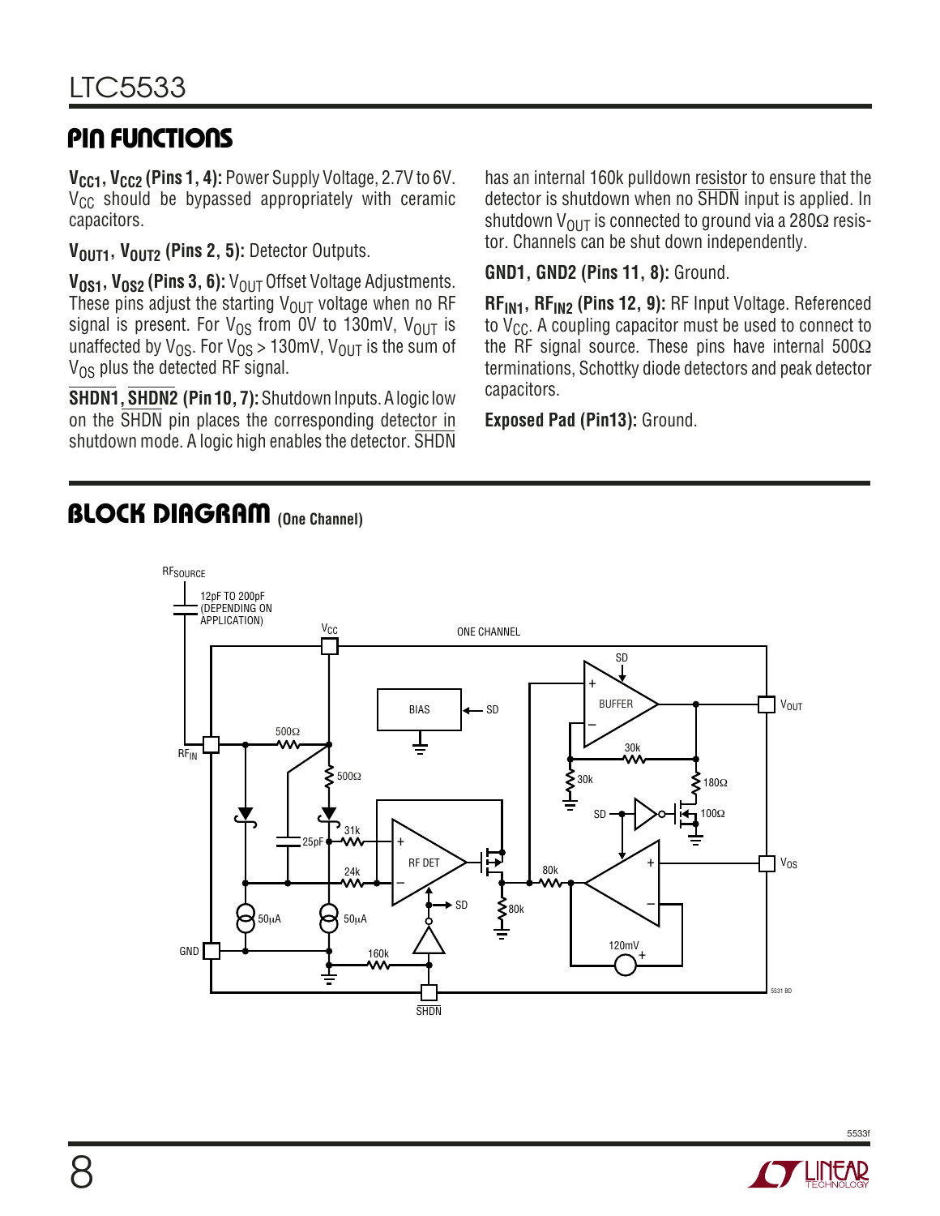## PIN FUNCTIONS

**$V_{CC1}$, $V_{CC2}$ (Pins 1, 4):** Power Supply Voltage, 2.7V to 6V. $V_{CC}$ should be bypassed appropriately with ceramic capacitors.

**$V_{OUT1}$, $V_{OUT2}$ (Pins 2, 5):** Detector Outputs.

**$V_{OS1}$, $V_{OS2}$ (Pins 3, 6):** $V_{OUT}$ Offset Voltage Adjustments. These pins adjust the starting $V_{OUT}$ voltage when no RF signal is present. For $V_{OS}$ from 0V to 130mV, $V_{OUT}$ is unaffected by $V_{OS}$. For $V_{OS}$ > 130mV, $V_{OUT}$ is the sum of $V_{OS}$ plus the detected RF signal.

**$\overline{SHDN1}$, $\overline{SHDN2}$ (Pin 10, 7):** Shutdown Inputs. A logic low on the $\overline{SHDN}$ pin places the corresponding detector in shutdown mode. A logic high enables the detector. $\overline{SHDN}$ has an internal 160k pulldown resistor to ensure that the detector is shutdown when no $\overline{SHDN}$ input is applied. In shutdown $V_{OUT}$ is connected to ground via a 280Ω resistor. Channels can be shut down independently.

**GND1, GND2 (Pins 11, 8):** Ground.

**$RF_{IN1}$, $RF_{IN2}$ (Pins 12, 9):** RF Input Voltage. Referenced to $V_{CC}$. A coupling capacitor must be used to connect to the RF signal source. These pins have internal 500Ω terminations, Schottky diode detectors and peak detector capacitors.

**Exposed Pad (Pin13):** Ground.

## BLOCK DIAGRAM (One Channel)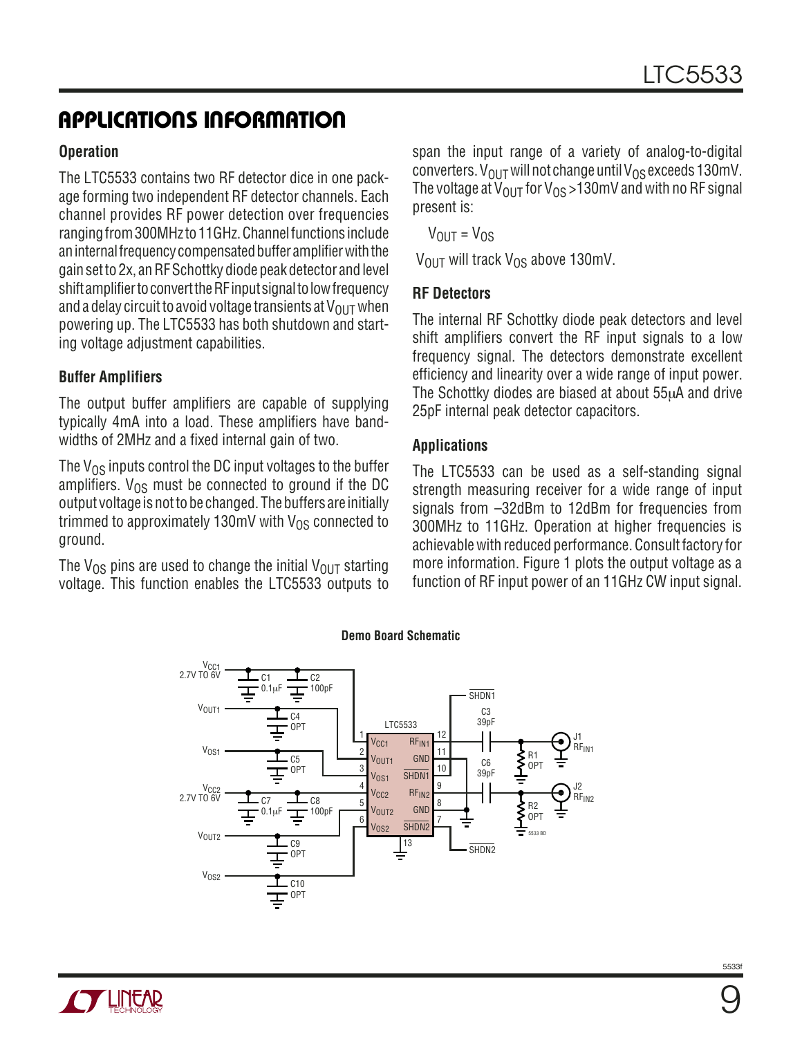## APPLICATIONS INFORMATION

### Operation

The LTC5533 contains two RF detector dice in one package forming two independent RF detector channels. Each channel provides RF power detection over frequencies ranging from 300MHz to 11GHz. Channel functions include an internal frequency compensated buffer amplifier with the gain set to 2x, an RF Schottky diode peak detector and level shift amplifier to convert the RF input signal to low frequency and a delay circuit to avoid voltage transients at $V_{OUT}$ when powering up. The LTC5533 has both shutdown and starting voltage adjustment capabilities.

### Buffer Amplifiers

The output buffer amplifiers are capable of supplying typically 4mA into a load. These amplifiers have bandwidths of 2MHz and a fixed internal gain of two.

The $V_{OS}$ inputs control the DC input voltages to the buffer amplifiers. $V_{OS}$ must be connected to ground if the DC output voltage is not to be changed. The buffers are initially trimmed to approximately 130mV with $V_{OS}$ connected to ground.

The $V_{OS}$ pins are used to change the initial $V_{OUT}$ starting voltage. This function enables the LTC5533 outputs to span the input range of a variety of analog-to-digital converters. $V_{OUT}$ will not change until $V_{OS}$ exceeds 130mV. The voltage at $V_{OUT}$ for $V_{OS}$ >130mV and with no RF signal present is:

$$V_{OUT} = V_{OS}$$

$V_{OUT}$ will track $V_{OS}$ above 130mV.

### RF Detectors

The internal RF Schottky diode peak detectors and level shift amplifiers convert the RF input signals to a low frequency signal. The detectors demonstrate excellent efficiency and linearity over a wide range of input power. The Schottky diodes are biased at about 55μA and drive 25pF internal peak detector capacitors.

### Applications

The LTC5533 can be used as a self-standing signal strength measuring receiver for a wide range of input signals from –32dBm to 12dBm for frequencies from 300MHz to 11GHz. Operation at higher frequencies is achievable with reduced performance. Consult factory for more information. Figure 1 plots the output voltage as a function of RF input power of an 11GHz CW input signal.

**Demo Board Schematic**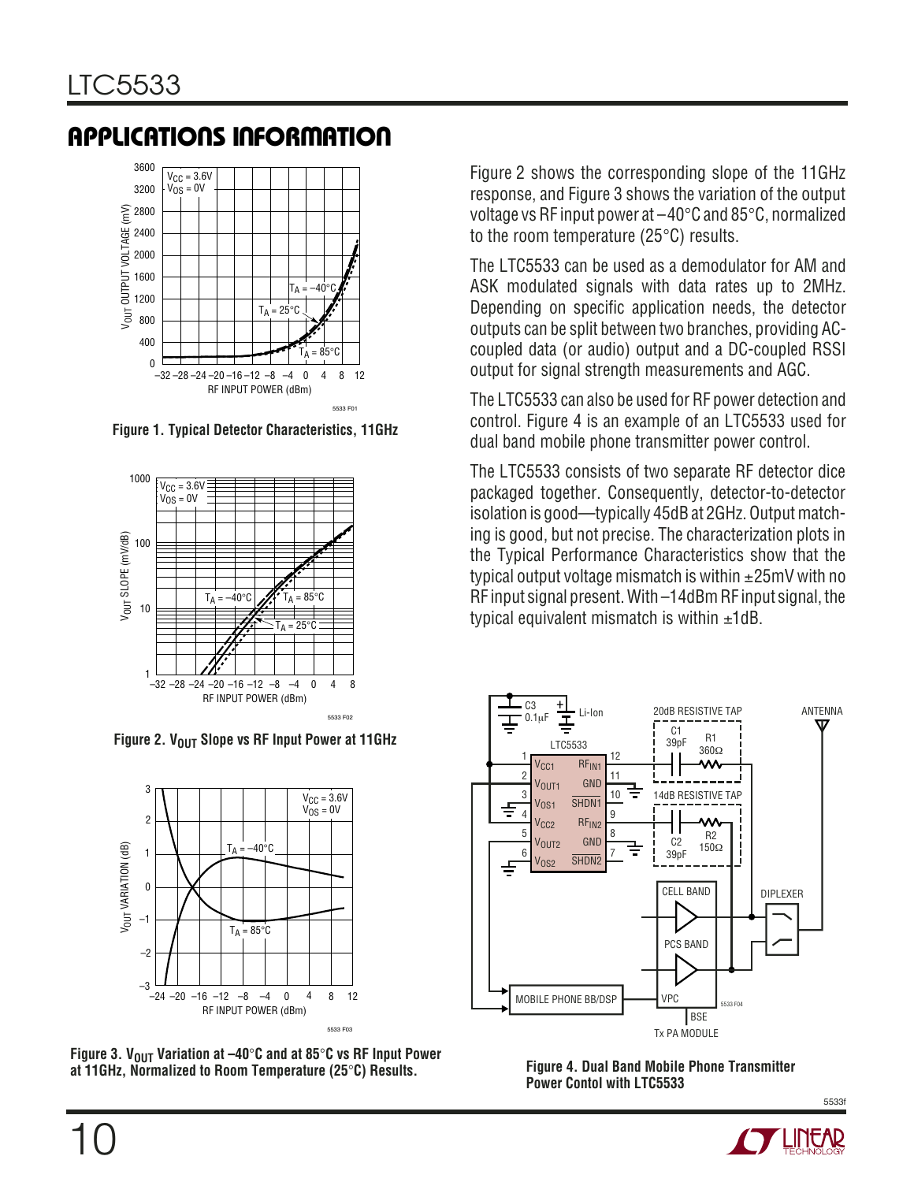## APPLICATIONS INFORMATION

Figure 1. Typical Detector Characteristics, 11GHz

Figure 2. $V_{OUT}$ Slope vs RF Input Power at 11GHz

Figure 3. $V_{OUT}$ Variation at –40°C and at 85°C vs RF Input Power at 11GHz, Normalized to Room Temperature (25°C) Results.

Figure 2 shows the corresponding slope of the 11GHz response, and Figure 3 shows the variation of the output voltage vs RF input power at –40°C and 85°C, normalized to the room temperature (25°C) results.

The LTC5533 can be used as a demodulator for AM and ASK modulated signals with data rates up to 2MHz. Depending on specific application needs, the detector outputs can be split between two branches, providing AC-coupled data (or audio) output and a DC-coupled RSSI output for signal strength measurements and AGC.

The LTC5533 can also be used for RF power detection and control. Figure 4 is an example of an LTC5533 used for dual band mobile phone transmitter power control.

The LTC5533 consists of two separate RF detector dice packaged together. Consequently, detector-to-detector isolation is good—typically 45dB at 2GHz. Output matching is good, but not precise. The characterization plots in the Typical Performance Characteristics show that the typical output voltage mismatch is within ±25mV with no RF input signal present. With –14dBm RF input signal, the typical equivalent mismatch is within ±1dB.

Figure 4. Dual Band Mobile Phone Transmitter Power Contol with LTC5533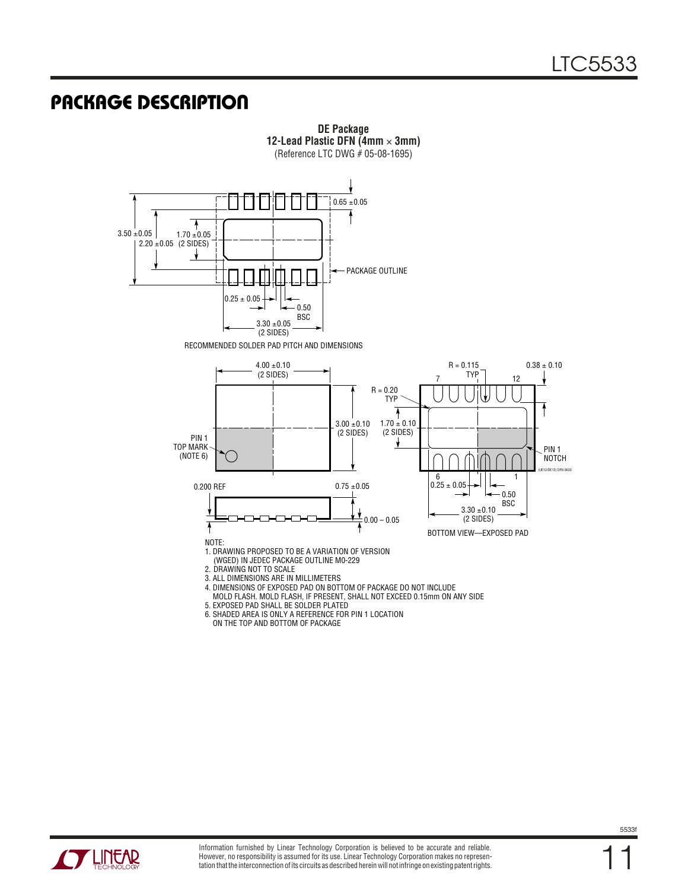## PACKAGE DESCRIPTION

**DE Package**
**12-Lead Plastic DFN (4mm × 3mm)**
(Reference LTC DWG # 05-08-1695)

3.50 ±0.05
2.20 ±0.05
1.70 ±0.05 (2 SIDES)
0.65 ±0.05
PACKAGE OUTLINE
0.25 ± 0.05
0.50 BSC
3.30 ±0.05 (2 SIDES)

RECOMMENDED SOLDER PAD PITCH AND DIMENSIONS

4.00 ±0.10 (2 SIDES)
3.00 ±0.10 (2 SIDES)
PIN 1 TOP MARK (NOTE 6)
0.200 REF
0.75 ±0.05
0.00 – 0.05

R = 0.115 TYP
0.38 ± 0.10
R = 0.20 TYP
1.70 ± 0.10 (2 SIDES)
PIN 1 NOTCH
7
12
6
1
0.25 ± 0.05
0.50 BSC
3.30 ±0.10 (2 SIDES)

(UE12/DE12) DFN 0603

BOTTOM VIEW—EXPOSED PAD

NOTE:
1. DRAWING PROPOSED TO BE A VARIATION OF VERSION (WGED) IN JEDEC PACKAGE OUTLINE M0-229
2. DRAWING NOT TO SCALE
3. ALL DIMENSIONS ARE IN MILLIMETERS
4. DIMENSIONS OF EXPOSED PAD ON BOTTOM OF PACKAGE DO NOT INCLUDE MOLD FLASH. MOLD FLASH, IF PRESENT, SHALL NOT EXCEED 0.15mm ON ANY SIDE
5. EXPOSED PAD SHALL BE SOLDER PLATED
6. SHADED AREA IS ONLY A REFERENCE FOR PIN 1 LOCATION ON THE TOP AND BOTTOM OF PACKAGE

Information furnished by Linear Technology Corporation is believed to be accurate and reliable. However, no responsibility is assumed for its use. Linear Technology Corporation makes no representation that the interconnection of its circuits as described herein will not infringe on existing patent rights.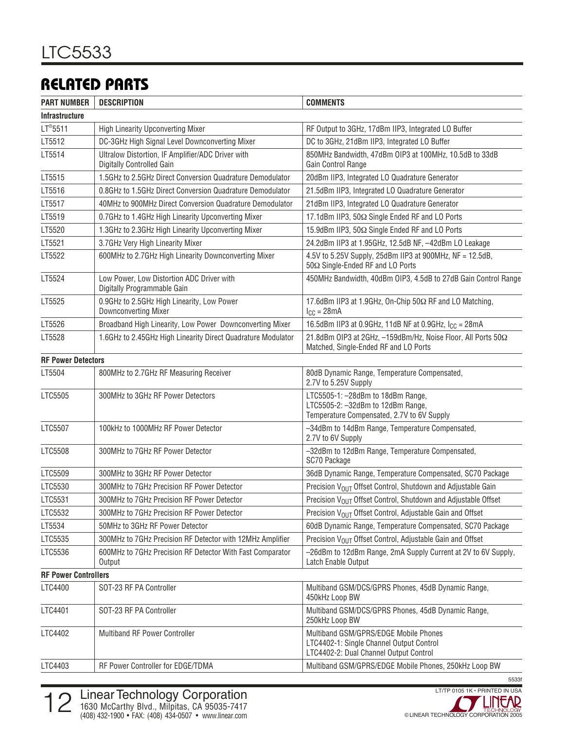## RELATED PARTS

| PART NUMBER | DESCRIPTION | COMMENTS |
|---|---|---|
| **Infrastructure** | | |
| LT®5511 | High Linearity Upconverting Mixer | RF Output to 3GHz, 17dBm IIP3, Integrated LO Buffer |
| LT5512 | DC-3GHz High Signal Level Downconverting Mixer | DC to 3GHz, 21dBm IIP3, Integrated LO Buffer |
| LT5514 | Ultralow Distortion, IF Amplifier/ADC Driver with Digitally Controlled Gain | 850MHz Bandwidth, 47dBm OIP3 at 100MHz, 10.5dB to 33dB Gain Control Range |
| LT5515 | 1.5GHz to 2.5GHz Direct Conversion Quadrature Demodulator | 20dBm IIP3, Integrated LO Quadrature Generator |
| LT5516 | 0.8GHz to 1.5GHz Direct Conversion Quadrature Demodulator | 21.5dBm IIP3, Integrated LO Quadrature Generator |
| LT5517 | 40MHz to 900MHz Direct Conversion Quadrature Demodulator | 21dBm IIP3, Integrated LO Quadrature Generator |
| LT5519 | 0.7GHz to 1.4GHz High Linearity Upconverting Mixer | 17.1dBm IIP3, 50Ω Single Ended RF and LO Ports |
| LT5520 | 1.3GHz to 2.3GHz High Linearity Upconverting Mixer | 15.9dBm IIP3, 50Ω Single Ended RF and LO Ports |
| LT5521 | 3.7GHz Very High Linearity Mixer | 24.2dBm IIP3 at 1.95GHz, 12.5dB NF, –42dBm LO Leakage |
| LT5522 | 600MHz to 2.7GHz High Linearity Downconverting Mixer | 4.5V to 5.25V Supply, 25dBm IIP3 at 900MHz, NF = 12.5dB, 50Ω Single-Ended RF and LO Ports |
| LT5524 | Low Power, Low Distortion ADC Driver with Digitally Programmable Gain | 450MHz Bandwidth, 40dBm OIP3, 4.5dB to 27dB Gain Control Range |
| LT5525 | 0.9GHz to 2.5GHz High Linearity, Low Power Downconverting Mixer | 17.6dBm IIP3 at 1.9GHz, On-Chip 50Ω RF and LO Matching, $I_{CC}$ = 28mA |
| LT5526 | Broadband High Linearity, Low Power Downconverting Mixer | 16.5dBm IIP3 at 0.9GHz, 11dB NF at 0.9GHz, $I_{CC}$ = 28mA |
| LT5528 | 1.6GHz to 2.45GHz High Linearity Direct Quadrature Modulator | 21.8dBm OIP3 at 2GHz, –159dBm/Hz, Noise Floor, All Ports 50Ω Matched, Single-Ended RF and LO Ports |
| **RF Power Detectors** | | |
| LT5504 | 800MHz to 2.7GHz RF Measuring Receiver | 80dB Dynamic Range, Temperature Compensated, 2.7V to 5.25V Supply |
| LTC5505 | 300MHz to 3GHz RF Power Detectors | LTC5505-1: –28dBm to 18dBm Range, LTC5505-2: –32dBm to 12dBm Range, Temperature Compensated, 2.7V to 6V Supply |
| LTC5507 | 100kHz to 1000MHz RF Power Detector | –34dBm to 14dBm Range, Temperature Compensated, 2.7V to 6V Supply |
| LTC5508 | 300MHz to 7GHz RF Power Detector | –32dBm to 12dBm Range, Temperature Compensated, SC70 Package |
| LTC5509 | 300MHz to 3GHz RF Power Detector | 36dB Dynamic Range, Temperature Compensated, SC70 Package |
| LTC5530 | 300MHz to 7GHz Precision RF Power Detector | Precision $V_{OUT}$ Offset Control, Shutdown and Adjustable Gain |
| LTC5531 | 300MHz to 7GHz Precision RF Power Detector | Precision $V_{OUT}$ Offset Control, Shutdown and Adjustable Offset |
| LTC5532 | 300MHz to 7GHz Precision RF Power Detector | Precision $V_{OUT}$ Offset Control, Adjustable Gain and Offset |
| LT5534 | 50MHz to 3GHz RF Power Detector | 60dB Dynamic Range, Temperature Compensated, SC70 Package |
| LTC5535 | 300MHz to 7GHz Precision RF Detector with 12MHz Amplifier | Precision $V_{OUT}$ Offset Control, Adjustable Gain and Offset |
| LTC5536 | 600MHz to 7GHz Precision RF Detector With Fast Comparator Output | –26dBm to 12dBm Range, 2mA Supply Current at 2V to 6V Supply, Latch Enable Output |
| **RF Power Controllers** | | |
| LTC4400 | SOT-23 RF PA Controller | Multiband GSM/DCS/GPRS Phones, 45dB Dynamic Range, 450kHz Loop BW |
| LTC4401 | SOT-23 RF PA Controller | Multiband GSM/DCS/GPRS Phones, 45dB Dynamic Range, 250kHz Loop BW |
| LTC4402 | Multiband RF Power Controller | Multiband GSM/GPRS/EDGE Mobile Phones LTC4402-1: Single Channel Output Control LTC4402-2: Dual Channel Output Control |
| LTC4403 | RF Power Controller for EDGE/TDMA | Multiband GSM/GPRS/EDGE Mobile Phones, 250kHz Loop BW |

5533f

Linear Technology Corporation
1630 McCarthy Blvd., Milpitas, CA 95035-7417
(408) 432-1900 • FAX: (408) 434-0507 • www.linear.com

LT/TP 0105 1K • PRINTED IN USA
© LINEAR TECHNOLOGY CORPORATION 2005